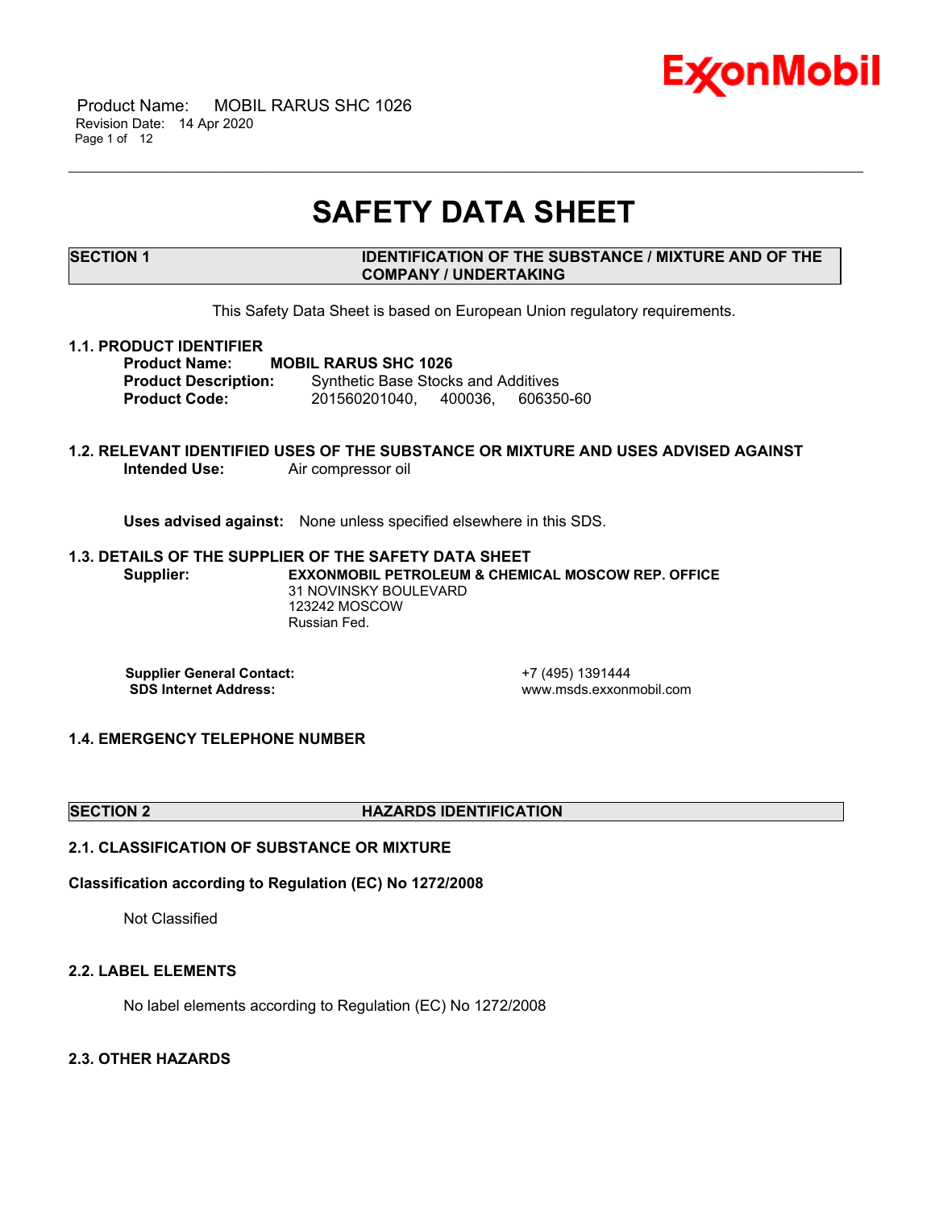# SAFETY DATA SHEET

## SECTION 1 IDENTIFICATION OF THE SUBSTANCE / MIXTURE AND OF THE COMPANY / UNDERTAKING

This Safety Data Sheet is based on European Union regulatory requirements.

### 1.1. PRODUCT IDENTIFIER

**Product Name:** **MOBIL RARUS SHC 1026**
**Product Description:** Synthetic Base Stocks and Additives
**Product Code:** 201560201040, 400036, 606350-60

### 1.2. RELEVANT IDENTIFIED USES OF THE SUBSTANCE OR MIXTURE AND USES ADVISED AGAINST

**Intended Use:** Air compressor oil

**Uses advised against:** None unless specified elsewhere in this SDS.

### 1.3. DETAILS OF THE SUPPLIER OF THE SAFETY DATA SHEET

**Supplier:** **EXXONMOBIL PETROLEUM & CHEMICAL MOSCOW REP. OFFICE**
31 NOVINSKY BOULEVARD
123242 MOSCOW
Russian Fed.

**Supplier General Contact:** +7 (495) 1391444
**SDS Internet Address:** www.msds.exxonmobil.com

### 1.4. EMERGENCY TELEPHONE NUMBER

## SECTION 2 HAZARDS IDENTIFICATION

### 2.1. CLASSIFICATION OF SUBSTANCE OR MIXTURE

**Classification according to Regulation (EC) No 1272/2008**

Not Classified

### 2.2. LABEL ELEMENTS

No label elements according to Regulation (EC) No 1272/2008

### 2.3. OTHER HAZARDS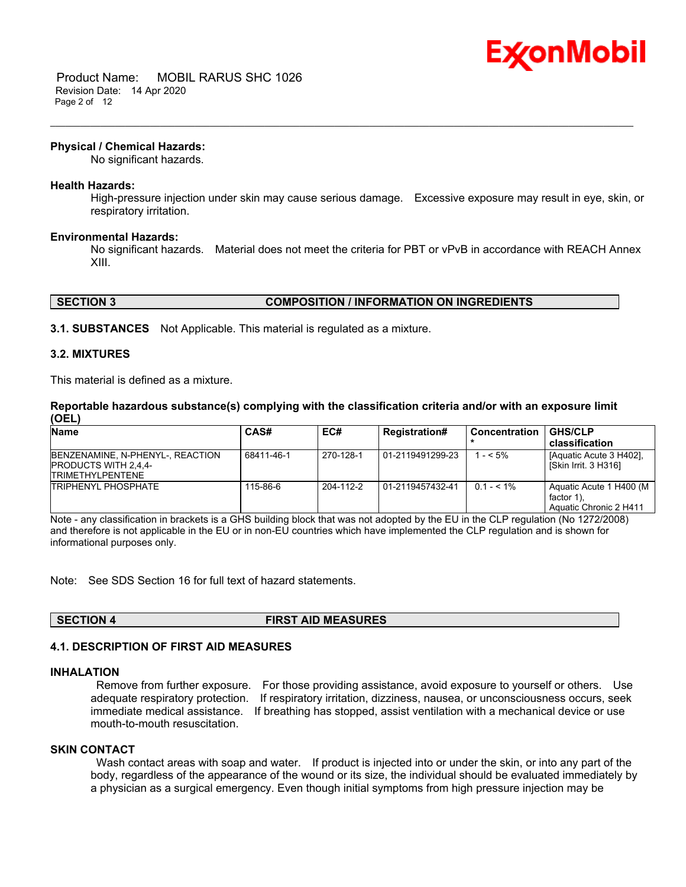**Physical / Chemical Hazards:**

No significant hazards.

**Health Hazards:**

High-pressure injection under skin may cause serious damage. Excessive exposure may result in eye, skin, or respiratory irritation.

**Environmental Hazards:**

No significant hazards. Material does not meet the criteria for PBT or vPvB in accordance with REACH Annex XIII.

## SECTION 3 COMPOSITION / INFORMATION ON INGREDIENTS

**3.1. SUBSTANCES** Not Applicable. This material is regulated as a mixture.

### 3.2. MIXTURES

This material is defined as a mixture.

**Reportable hazardous substance(s) complying with the classification criteria and/or with an exposure limit (OEL)**

| Name | CAS# | EC# | Registration# | Concentration * | GHS/CLP classification |
|---|---|---|---|---|---|
| BENZENAMINE, N-PHENYL-, REACTION PRODUCTS WITH 2,4,4-TRIMETHYLPENTENE | 68411-46-1 | 270-128-1 | 01-2119491299-23 | 1 - < 5% | [Aquatic Acute 3 H402], [Skin Irrit. 3 H316] |
| TRIPHENYL PHOSPHATE | 115-86-6 | 204-112-2 | 01-2119457432-41 | 0.1 - < 1% | Aquatic Acute 1 H400 (M factor 1), Aquatic Chronic 2 H411 |

Note - any classification in brackets is a GHS building block that was not adopted by the EU in the CLP regulation (No 1272/2008) and therefore is not applicable in the EU or in non-EU countries which have implemented the CLP regulation and is shown for informational purposes only.

Note: See SDS Section 16 for full text of hazard statements.

## SECTION 4 FIRST AID MEASURES

### 4.1. DESCRIPTION OF FIRST AID MEASURES

**INHALATION**

Remove from further exposure. For those providing assistance, avoid exposure to yourself or others. Use adequate respiratory protection. If respiratory irritation, dizziness, nausea, or unconsciousness occurs, seek immediate medical assistance. If breathing has stopped, assist ventilation with a mechanical device or use mouth-to-mouth resuscitation.

**SKIN CONTACT**

Wash contact areas with soap and water. If product is injected into or under the skin, or into any part of the body, regardless of the appearance of the wound or its size, the individual should be evaluated immediately by a physician as a surgical emergency. Even though initial symptoms from high pressure injection may be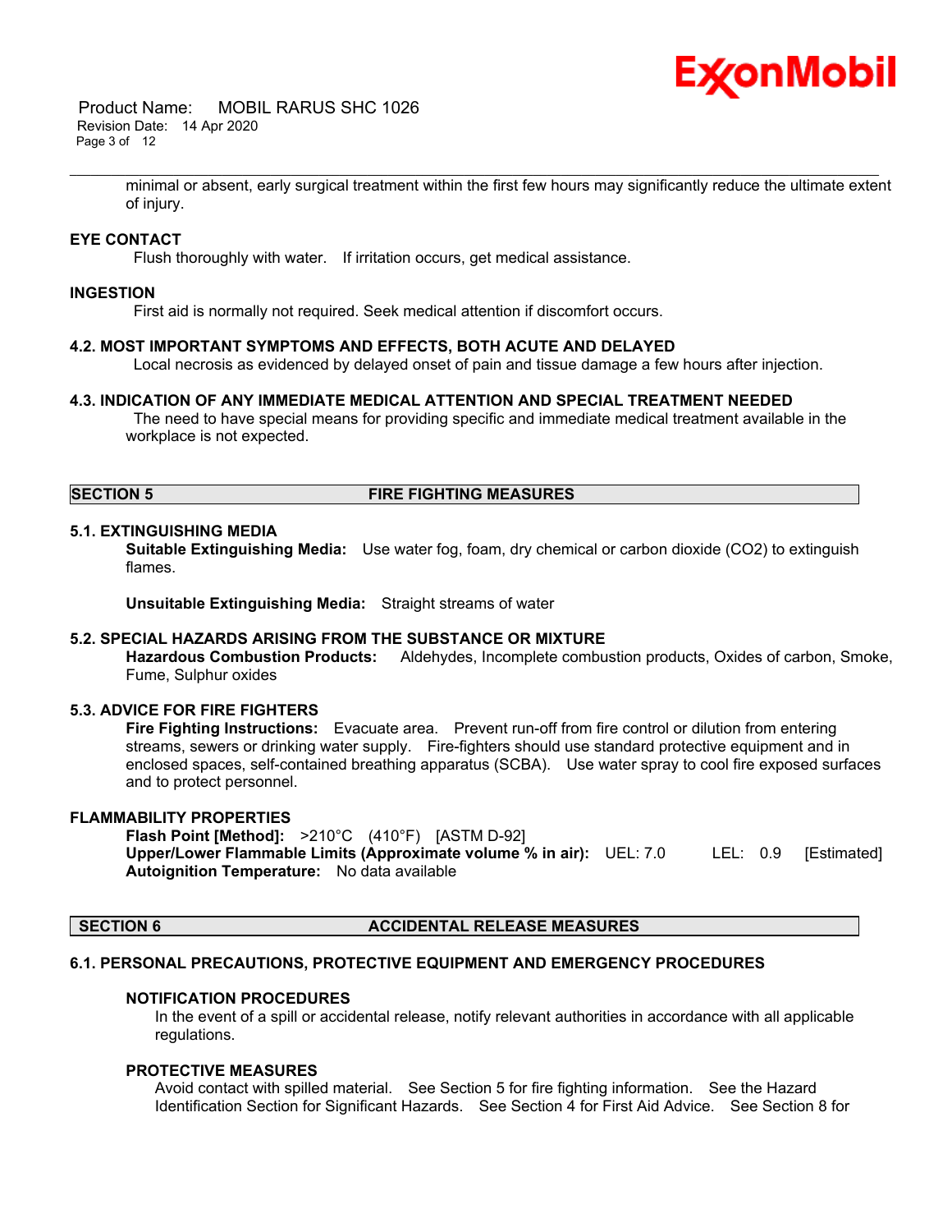minimal or absent, early surgical treatment within the first few hours may significantly reduce the ultimate extent of injury.

### EYE CONTACT

Flush thoroughly with water. If irritation occurs, get medical assistance.

### INGESTION

First aid is normally not required. Seek medical attention if discomfort occurs.

### 4.2. MOST IMPORTANT SYMPTOMS AND EFFECTS, BOTH ACUTE AND DELAYED

Local necrosis as evidenced by delayed onset of pain and tissue damage a few hours after injection.

### 4.3. INDICATION OF ANY IMMEDIATE MEDICAL ATTENTION AND SPECIAL TREATMENT NEEDED

The need to have special means for providing specific and immediate medical treatment available in the workplace is not expected.

## SECTION 5 FIRE FIGHTING MEASURES

### 5.1. EXTINGUISHING MEDIA

**Suitable Extinguishing Media:** Use water fog, foam, dry chemical or carbon dioxide ($CO_2$) to extinguish flames.

**Unsuitable Extinguishing Media:** Straight streams of water

### 5.2. SPECIAL HAZARDS ARISING FROM THE SUBSTANCE OR MIXTURE

**Hazardous Combustion Products:** Aldehydes, Incomplete combustion products, Oxides of carbon, Smoke, Fume, Sulphur oxides

### 5.3. ADVICE FOR FIRE FIGHTERS

**Fire Fighting Instructions:** Evacuate area. Prevent run-off from fire control or dilution from entering streams, sewers or drinking water supply. Fire-fighters should use standard protective equipment and in enclosed spaces, self-contained breathing apparatus (SCBA). Use water spray to cool fire exposed surfaces and to protect personnel.

### FLAMMABILITY PROPERTIES

**Flash Point [Method]:** >210°C (410°F) [ASTM D-92]
**Upper/Lower Flammable Limits (Approximate volume % in air):** UEL: 7.0 LEL: 0.9 [Estimated]
**Autoignition Temperature:** No data available

## SECTION 6 ACCIDENTAL RELEASE MEASURES

### 6.1. PERSONAL PRECAUTIONS, PROTECTIVE EQUIPMENT AND EMERGENCY PROCEDURES

#### NOTIFICATION PROCEDURES

In the event of a spill or accidental release, notify relevant authorities in accordance with all applicable regulations.

#### PROTECTIVE MEASURES

Avoid contact with spilled material. See Section 5 for fire fighting information. See the Hazard Identification Section for Significant Hazards. See Section 4 for First Aid Advice. See Section 8 for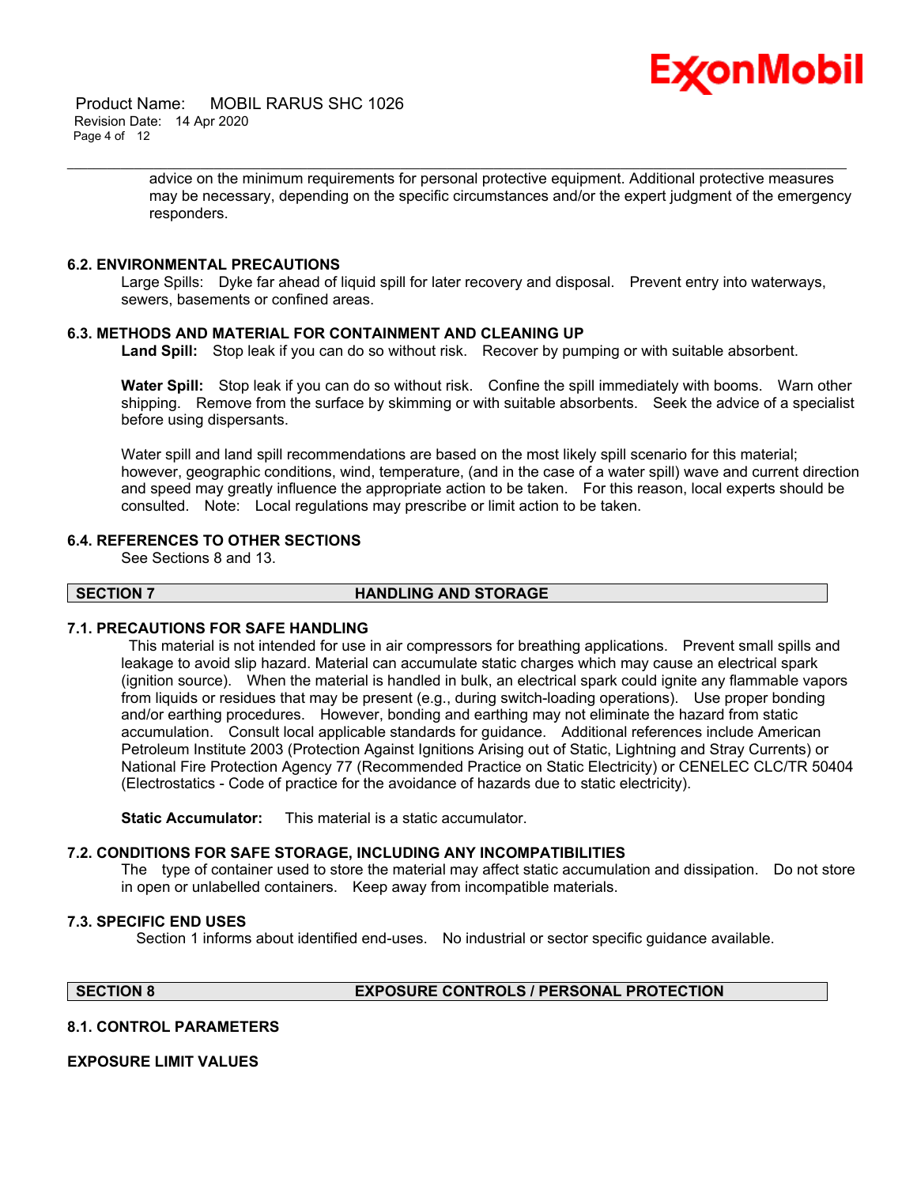advice on the minimum requirements for personal protective equipment. Additional protective measures may be necessary, depending on the specific circumstances and/or the expert judgment of the emergency responders.

### 6.2. ENVIRONMENTAL PRECAUTIONS

Large Spills: Dyke far ahead of liquid spill for later recovery and disposal. Prevent entry into waterways, sewers, basements or confined areas.

### 6.3. METHODS AND MATERIAL FOR CONTAINMENT AND CLEANING UP

**Land Spill:** Stop leak if you can do so without risk. Recover by pumping or with suitable absorbent.

**Water Spill:** Stop leak if you can do so without risk. Confine the spill immediately with booms. Warn other shipping. Remove from the surface by skimming or with suitable absorbents. Seek the advice of a specialist before using dispersants.

Water spill and land spill recommendations are based on the most likely spill scenario for this material; however, geographic conditions, wind, temperature, (and in the case of a water spill) wave and current direction and speed may greatly influence the appropriate action to be taken. For this reason, local experts should be consulted. Note: Local regulations may prescribe or limit action to be taken.

### 6.4. REFERENCES TO OTHER SECTIONS

See Sections 8 and 13.

## SECTION 7 HANDLING AND STORAGE

### 7.1. PRECAUTIONS FOR SAFE HANDLING

This material is not intended for use in air compressors for breathing applications. Prevent small spills and leakage to avoid slip hazard. Material can accumulate static charges which may cause an electrical spark (ignition source). When the material is handled in bulk, an electrical spark could ignite any flammable vapors from liquids or residues that may be present (e.g., during switch-loading operations). Use proper bonding and/or earthing procedures. However, bonding and earthing may not eliminate the hazard from static accumulation. Consult local applicable standards for guidance. Additional references include American Petroleum Institute 2003 (Protection Against Ignitions Arising out of Static, Lightning and Stray Currents) or National Fire Protection Agency 77 (Recommended Practice on Static Electricity) or CENELEC CLC/TR 50404 (Electrostatics - Code of practice for the avoidance of hazards due to static electricity).

**Static Accumulator:** This material is a static accumulator.

### 7.2. CONDITIONS FOR SAFE STORAGE, INCLUDING ANY INCOMPATIBILITIES

The type of container used to store the material may affect static accumulation and dissipation. Do not store in open or unlabelled containers. Keep away from incompatible materials.

### 7.3. SPECIFIC END USES

Section 1 informs about identified end-uses. No industrial or sector specific guidance available.

## SECTION 8 EXPOSURE CONTROLS / PERSONAL PROTECTION

### 8.1. CONTROL PARAMETERS

**EXPOSURE LIMIT VALUES**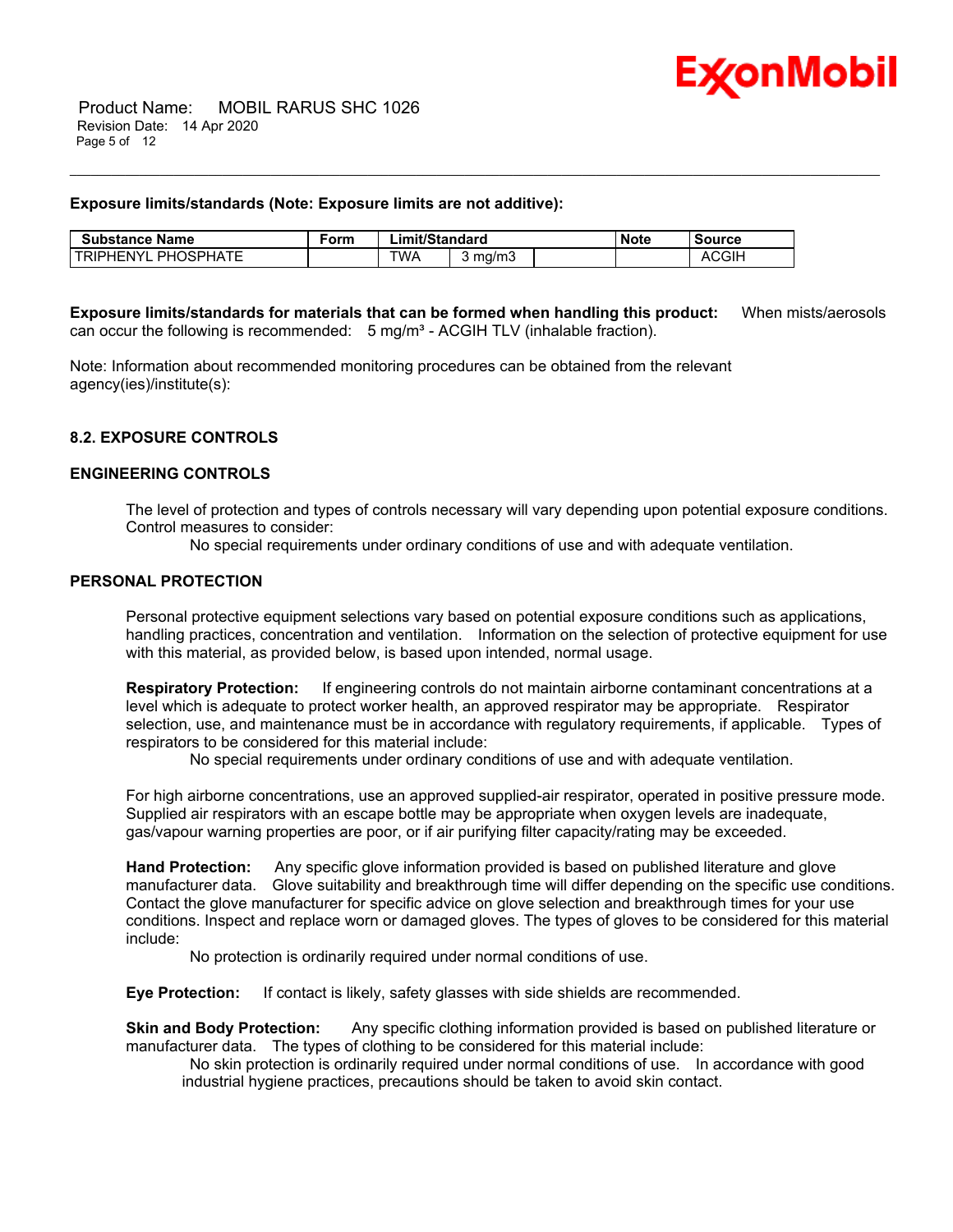**Exposure limits/standards (Note: Exposure limits are not additive):**

| Substance Name | Form | Limit/Standard | | | Note | Source |
|---|---|---|---|---|---|---|
| TRIPHENYL PHOSPHATE | | TWA | 3 mg/m3 | | | ACGIH |

**Exposure limits/standards for materials that can be formed when handling this product:** When mists/aerosols can occur the following is recommended: 5 mg/m³ - ACGIH TLV (inhalable fraction).

Note: Information about recommended monitoring procedures can be obtained from the relevant agency(ies)/institute(s):

### 8.2. EXPOSURE CONTROLS

### ENGINEERING CONTROLS

The level of protection and types of controls necessary will vary depending upon potential exposure conditions. Control measures to consider:

No special requirements under ordinary conditions of use and with adequate ventilation.

### PERSONAL PROTECTION

Personal protective equipment selections vary based on potential exposure conditions such as applications, handling practices, concentration and ventilation. Information on the selection of protective equipment for use with this material, as provided below, is based upon intended, normal usage.

**Respiratory Protection:** If engineering controls do not maintain airborne contaminant concentrations at a level which is adequate to protect worker health, an approved respirator may be appropriate. Respirator selection, use, and maintenance must be in accordance with regulatory requirements, if applicable. Types of respirators to be considered for this material include:

No special requirements under ordinary conditions of use and with adequate ventilation.

For high airborne concentrations, use an approved supplied-air respirator, operated in positive pressure mode. Supplied air respirators with an escape bottle may be appropriate when oxygen levels are inadequate, gas/vapour warning properties are poor, or if air purifying filter capacity/rating may be exceeded.

**Hand Protection:** Any specific glove information provided is based on published literature and glove manufacturer data. Glove suitability and breakthrough time will differ depending on the specific use conditions. Contact the glove manufacturer for specific advice on glove selection and breakthrough times for your use conditions. Inspect and replace worn or damaged gloves. The types of gloves to be considered for this material include:

No protection is ordinarily required under normal conditions of use.

**Eye Protection:** If contact is likely, safety glasses with side shields are recommended.

**Skin and Body Protection:** Any specific clothing information provided is based on published literature or manufacturer data. The types of clothing to be considered for this material include:

No skin protection is ordinarily required under normal conditions of use. In accordance with good industrial hygiene practices, precautions should be taken to avoid skin contact.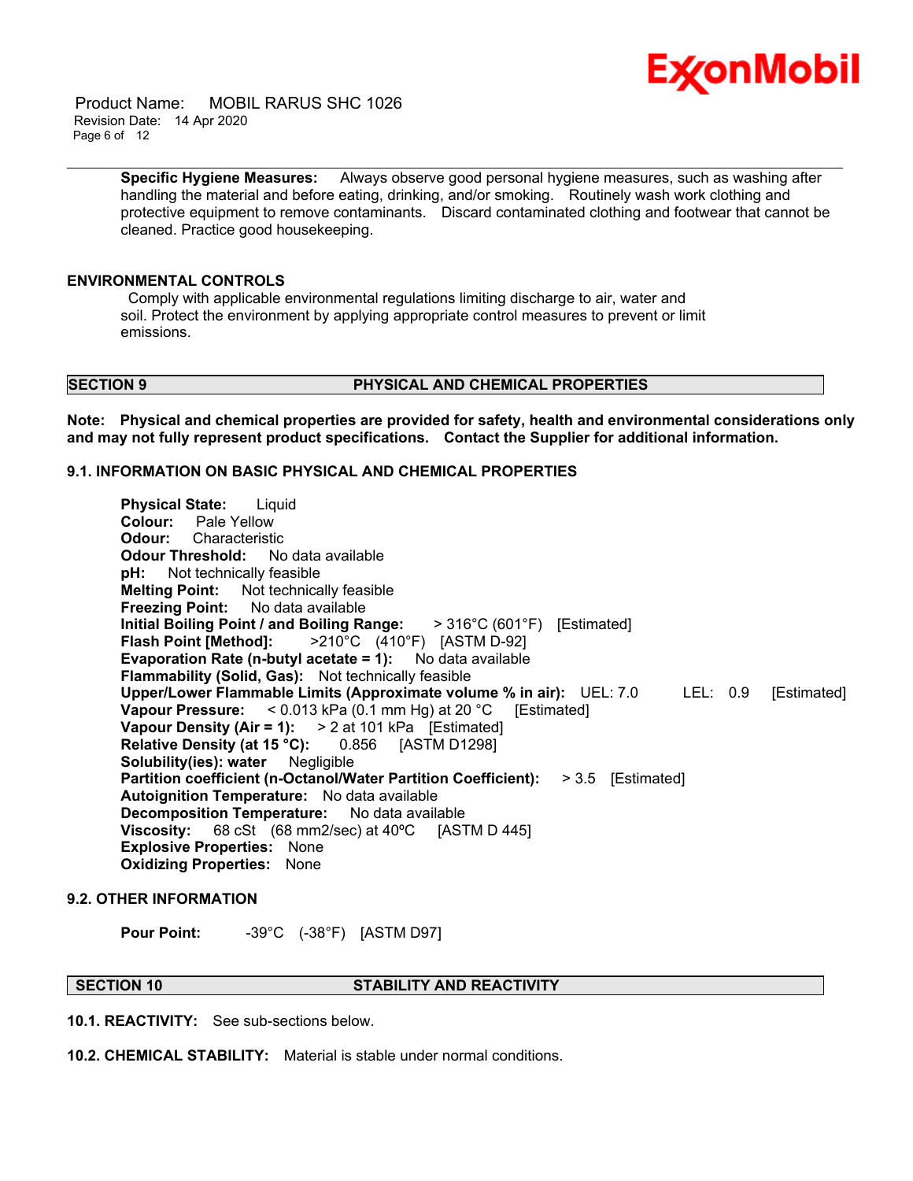**Specific Hygiene Measures:** Always observe good personal hygiene measures, such as washing after handling the material and before eating, drinking, and/or smoking. Routinely wash work clothing and protective equipment to remove contaminants. Discard contaminated clothing and footwear that cannot be cleaned. Practice good housekeeping.

### ENVIRONMENTAL CONTROLS

Comply with applicable environmental regulations limiting discharge to air, water and soil. Protect the environment by applying appropriate control measures to prevent or limit emissions.

## SECTION 9 PHYSICAL AND CHEMICAL PROPERTIES

**Note: Physical and chemical properties are provided for safety, health and environmental considerations only and may not fully represent product specifications. Contact the Supplier for additional information.**

### 9.1. INFORMATION ON BASIC PHYSICAL AND CHEMICAL PROPERTIES

**Physical State:** Liquid
**Colour:** Pale Yellow
**Odour:** Characteristic
**Odour Threshold:** No data available
**pH:** Not technically feasible
**Melting Point:** Not technically feasible
**Freezing Point:** No data available
**Initial Boiling Point / and Boiling Range:** > 316°C (601°F) [Estimated]
**Flash Point [Method]:** >210°C (410°F) [ASTM D-92]
**Evaporation Rate (n-butyl acetate = 1):** No data available
**Flammability (Solid, Gas):** Not technically feasible
**Upper/Lower Flammable Limits (Approximate volume % in air):** UEL: 7.0 LEL: 0.9 [Estimated]
**Vapour Pressure:** < 0.013 kPa (0.1 mm Hg) at 20 °C [Estimated]
**Vapour Density (Air = 1):** > 2 at 101 kPa [Estimated]
**Relative Density (at 15 °C):** 0.856 [ASTM D1298]
**Solubility(ies): water** Negligible
**Partition coefficient (n-Octanol/Water Partition Coefficient):** > 3.5 [Estimated]
**Autoignition Temperature:** No data available
**Decomposition Temperature:** No data available
**Viscosity:** 68 cSt (68 mm2/sec) at 40ºC [ASTM D 445]
**Explosive Properties:** None
**Oxidizing Properties:** None

### 9.2. OTHER INFORMATION

**Pour Point:** -39°C (-38°F) [ASTM D97]

## SECTION 10 STABILITY AND REACTIVITY

**10.1. REACTIVITY:** See sub-sections below.

**10.2. CHEMICAL STABILITY:** Material is stable under normal conditions.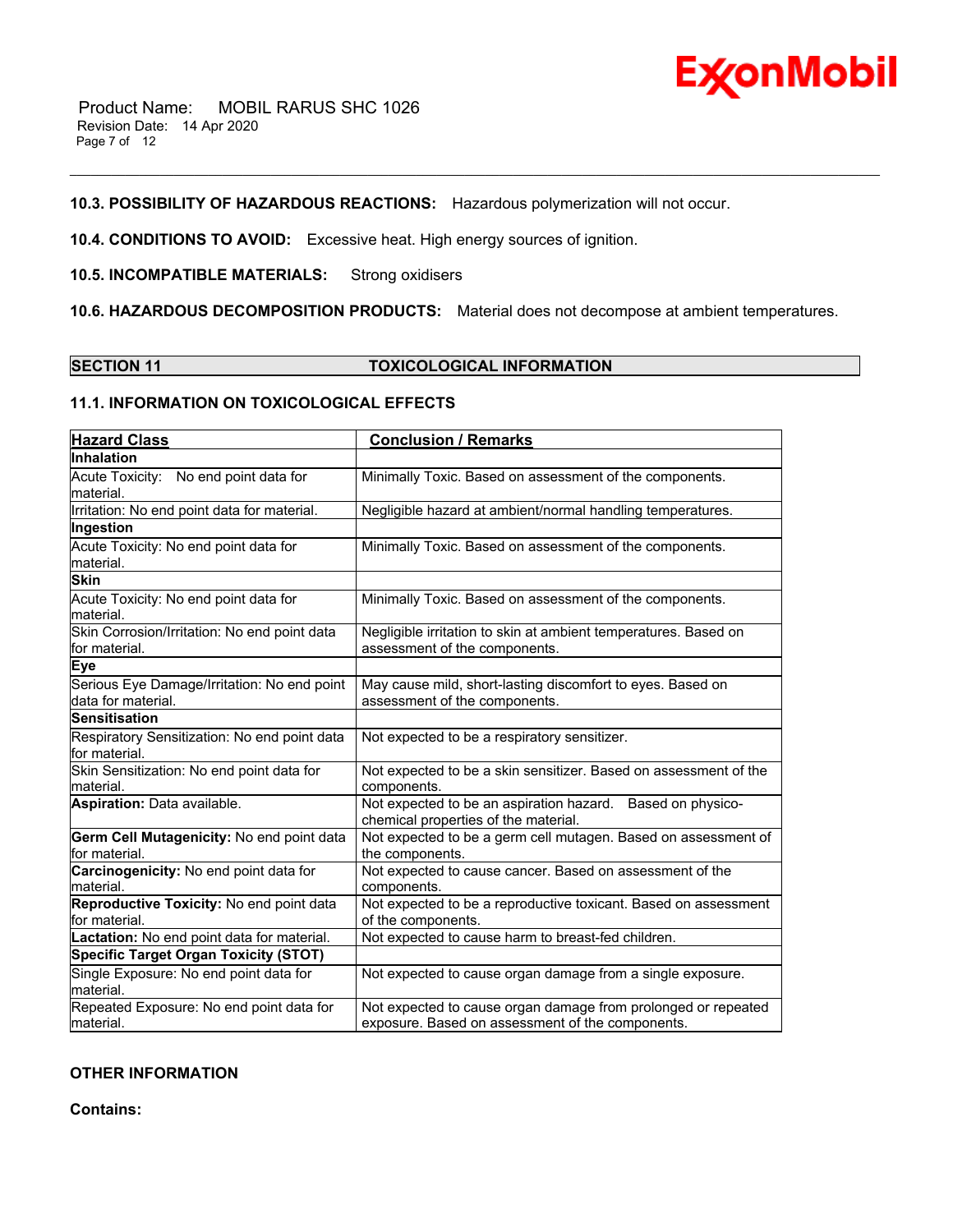**10.3. POSSIBILITY OF HAZARDOUS REACTIONS:** Hazardous polymerization will not occur.

**10.4. CONDITIONS TO AVOID:** Excessive heat. High energy sources of ignition.

**10.5. INCOMPATIBLE MATERIALS:** Strong oxidisers

**10.6. HAZARDOUS DECOMPOSITION PRODUCTS:** Material does not decompose at ambient temperatures.

## SECTION 11 TOXICOLOGICAL INFORMATION

### 11.1. INFORMATION ON TOXICOLOGICAL EFFECTS

| Hazard Class | Conclusion / Remarks |
|---|---|
| **Inhalation** | |
| Acute Toxicity: No end point data for material. | Minimally Toxic. Based on assessment of the components. |
| Irritation: No end point data for material. | Negligible hazard at ambient/normal handling temperatures. |
| **Ingestion** | |
| Acute Toxicity: No end point data for material. | Minimally Toxic. Based on assessment of the components. |
| **Skin** | |
| Acute Toxicity: No end point data for material. | Minimally Toxic. Based on assessment of the components. |
| Skin Corrosion/Irritation: No end point data for material. | Negligible irritation to skin at ambient temperatures. Based on assessment of the components. |
| **Eye** | |
| Serious Eye Damage/Irritation: No end point data for material. | May cause mild, short-lasting discomfort to eyes. Based on assessment of the components. |
| **Sensitisation** | |
| Respiratory Sensitization: No end point data for material. | Not expected to be a respiratory sensitizer. |
| Skin Sensitization: No end point data for material. | Not expected to be a skin sensitizer. Based on assessment of the components. |
| **Aspiration:** Data available. | Not expected to be an aspiration hazard. Based on physico-chemical properties of the material. |
| **Germ Cell Mutagenicity:** No end point data for material. | Not expected to be a germ cell mutagen. Based on assessment of the components. |
| **Carcinogenicity:** No end point data for material. | Not expected to cause cancer. Based on assessment of the components. |
| **Reproductive Toxicity:** No end point data for material. | Not expected to be a reproductive toxicant. Based on assessment of the components. |
| **Lactation:** No end point data for material. | Not expected to cause harm to breast-fed children. |
| **Specific Target Organ Toxicity (STOT)** | |
| Single Exposure: No end point data for material. | Not expected to cause organ damage from a single exposure. |
| Repeated Exposure: No end point data for material. | Not expected to cause organ damage from prolonged or repeated exposure. Based on assessment of the components. |

**OTHER INFORMATION**

**Contains:**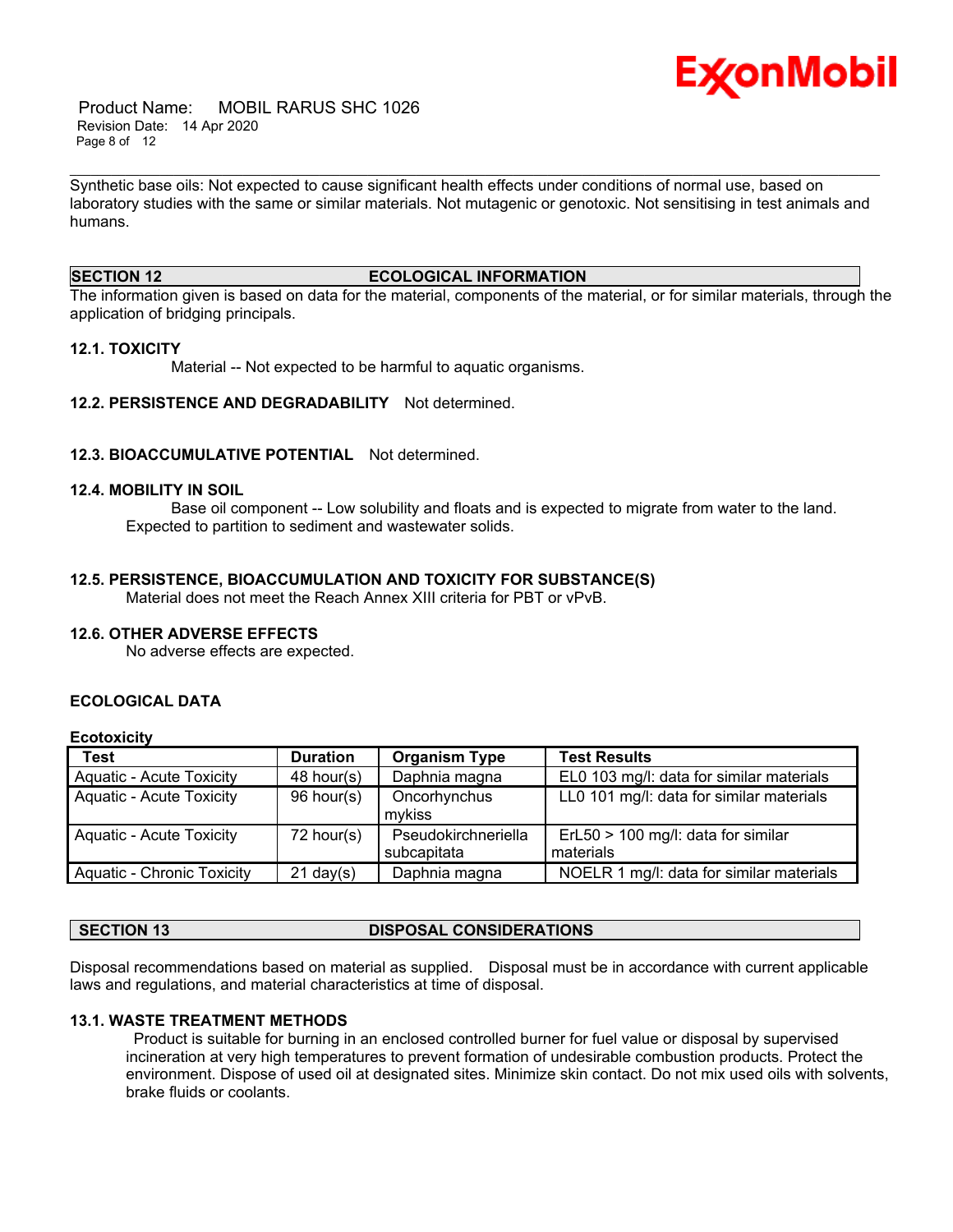Synthetic base oils: Not expected to cause significant health effects under conditions of normal use, based on laboratory studies with the same or similar materials. Not mutagenic or genotoxic. Not sensitising in test animals and humans.

## SECTION 12 ECOLOGICAL INFORMATION

The information given is based on data for the material, components of the material, or for similar materials, through the application of bridging principals.

### 12.1. TOXICITY

Material -- Not expected to be harmful to aquatic organisms.

### 12.2. PERSISTENCE AND DEGRADABILITY

Not determined.

### 12.3. BIOACCUMULATIVE POTENTIAL

Not determined.

### 12.4. MOBILITY IN SOIL

Base oil component -- Low solubility and floats and is expected to migrate from water to the land. Expected to partition to sediment and wastewater solids.

### 12.5. PERSISTENCE, BIOACCUMULATION AND TOXICITY FOR SUBSTANCE(S)

Material does not meet the Reach Annex XIII criteria for PBT or vPvB.

### 12.6. OTHER ADVERSE EFFECTS

No adverse effects are expected.

### ECOLOGICAL DATA

**Ecotoxicity**

| Test | Duration | Organism Type | Test Results |
|---|---|---|---|
| Aquatic - Acute Toxicity | 48 hour(s) | Daphnia magna | EL0 103 mg/l: data for similar materials |
| Aquatic - Acute Toxicity | 96 hour(s) | Oncorhynchus mykiss | LL0 101 mg/l: data for similar materials |
| Aquatic - Acute Toxicity | 72 hour(s) | Pseudokirchneriella subcapitata | ErL50 > 100 mg/l: data for similar materials |
| Aquatic - Chronic Toxicity | 21 day(s) | Daphnia magna | NOELR 1 mg/l: data for similar materials |

## SECTION 13 DISPOSAL CONSIDERATIONS

Disposal recommendations based on material as supplied. Disposal must be in accordance with current applicable laws and regulations, and material characteristics at time of disposal.

### 13.1. WASTE TREATMENT METHODS

Product is suitable for burning in an enclosed controlled burner for fuel value or disposal by supervised incineration at very high temperatures to prevent formation of undesirable combustion products. Protect the environment. Dispose of used oil at designated sites. Minimize skin contact. Do not mix used oils with solvents, brake fluids or coolants.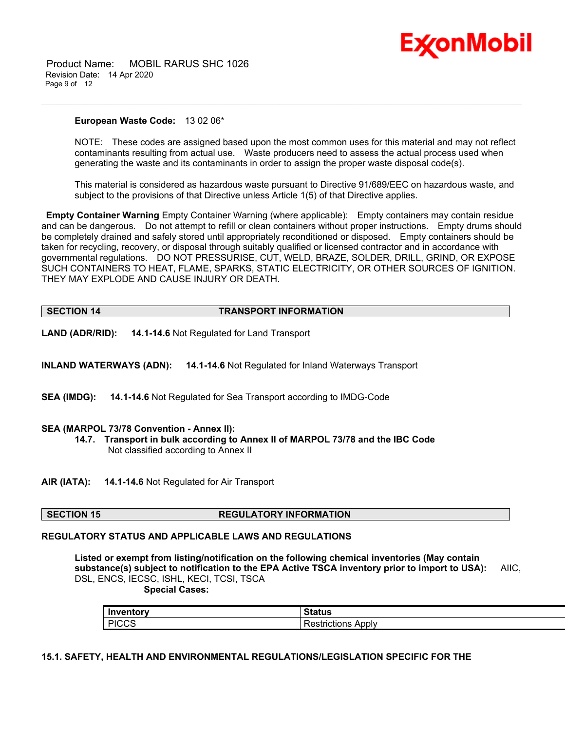**European Waste Code:** 13 02 06*

NOTE: These codes are assigned based upon the most common uses for this material and may not reflect contaminants resulting from actual use. Waste producers need to assess the actual process used when generating the waste and its contaminants in order to assign the proper waste disposal code(s).

This material is considered as hazardous waste pursuant to Directive 91/689/EEC on hazardous waste, and subject to the provisions of that Directive unless Article 1(5) of that Directive applies.

**Empty Container Warning** Empty Container Warning (where applicable): Empty containers may contain residue and can be dangerous. Do not attempt to refill or clean containers without proper instructions. Empty drums should be completely drained and safely stored until appropriately reconditioned or disposed. Empty containers should be taken for recycling, recovery, or disposal through suitably qualified or licensed contractor and in accordance with governmental regulations. DO NOT PRESSURISE, CUT, WELD, BRAZE, SOLDER, DRILL, GRIND, OR EXPOSE SUCH CONTAINERS TO HEAT, FLAME, SPARKS, STATIC ELECTRICITY, OR OTHER SOURCES OF IGNITION. THEY MAY EXPLODE AND CAUSE INJURY OR DEATH.

## SECTION 14 TRANSPORT INFORMATION

**LAND (ADR/RID):** **14.1-14.6** Not Regulated for Land Transport

**INLAND WATERWAYS (ADN):** **14.1-14.6** Not Regulated for Inland Waterways Transport

**SEA (IMDG):** **14.1-14.6** Not Regulated for Sea Transport according to IMDG-Code

**SEA (MARPOL 73/78 Convention - Annex II):**

**14.7. Transport in bulk according to Annex II of MARPOL 73/78 and the IBC Code**
Not classified according to Annex II

**AIR (IATA):** **14.1-14.6** Not Regulated for Air Transport

## SECTION 15 REGULATORY INFORMATION

**REGULATORY STATUS AND APPLICABLE LAWS AND REGULATIONS**

**Listed or exempt from listing/notification on the following chemical inventories (May contain substance(s) subject to notification to the EPA Active TSCA inventory prior to import to USA):** AIIC, DSL, ENCS, IECSC, ISHL, KECI, TCSI, TSCA

**Special Cases:**

| Inventory | Status |
|---|---|
| PICCS | Restrictions Apply |

**15.1. SAFETY, HEALTH AND ENVIRONMENTAL REGULATIONS/LEGISLATION SPECIFIC FOR THE**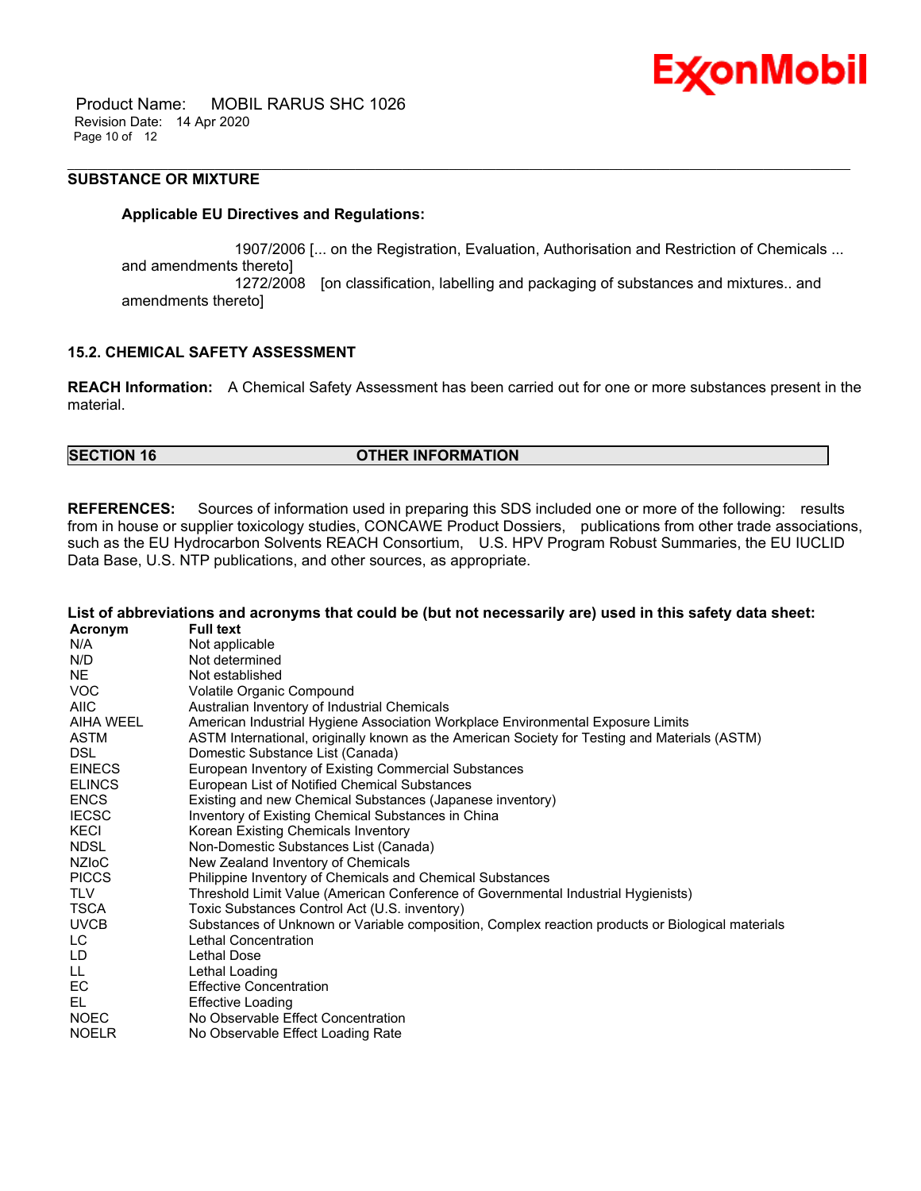**SUBSTANCE OR MIXTURE**

**Applicable EU Directives and Regulations:**

1907/2006 [... on the Registration, Evaluation, Authorisation and Restriction of Chemicals ... and amendments thereto]
1272/2008 [on classification, labelling and packaging of substances and mixtures.. and amendments thereto]

**15.2. CHEMICAL SAFETY ASSESSMENT**

**REACH Information:** A Chemical Safety Assessment has been carried out for one or more substances present in the material.

## SECTION 16 OTHER INFORMATION

**REFERENCES:** Sources of information used in preparing this SDS included one or more of the following: results from in house or supplier toxicology studies, CONCAWE Product Dossiers, publications from other trade associations, such as the EU Hydrocarbon Solvents REACH Consortium, U.S. HPV Program Robust Summaries, the EU IUCLID Data Base, U.S. NTP publications, and other sources, as appropriate.

**List of abbreviations and acronyms that could be (but not necessarily are) used in this safety data sheet:**

| Acronym | Full text |
|---|---|
| N/A | Not applicable |
| N/D | Not determined |
| NE | Not established |
| VOC | Volatile Organic Compound |
| AIIC | Australian Inventory of Industrial Chemicals |
| AIHA WEEL | American Industrial Hygiene Association Workplace Environmental Exposure Limits |
| ASTM | ASTM International, originally known as the American Society for Testing and Materials (ASTM) |
| DSL | Domestic Substance List (Canada) |
| EINECS | European Inventory of Existing Commercial Substances |
| ELINCS | European List of Notified Chemical Substances |
| ENCS | Existing and new Chemical Substances (Japanese inventory) |
| IECSC | Inventory of Existing Chemical Substances in China |
| KECI | Korean Existing Chemicals Inventory |
| NDSL | Non-Domestic Substances List (Canada) |
| NZIoC | New Zealand Inventory of Chemicals |
| PICCS | Philippine Inventory of Chemicals and Chemical Substances |
| TLV | Threshold Limit Value (American Conference of Governmental Industrial Hygienists) |
| TSCA | Toxic Substances Control Act (U.S. inventory) |
| UVCB | Substances of Unknown or Variable composition, Complex reaction products or Biological materials |
| LC | Lethal Concentration |
| LD | Lethal Dose |
| LL | Lethal Loading |
| EC | Effective Concentration |
| EL | Effective Loading |
| NOEC | No Observable Effect Concentration |
| NOELR | No Observable Effect Loading Rate |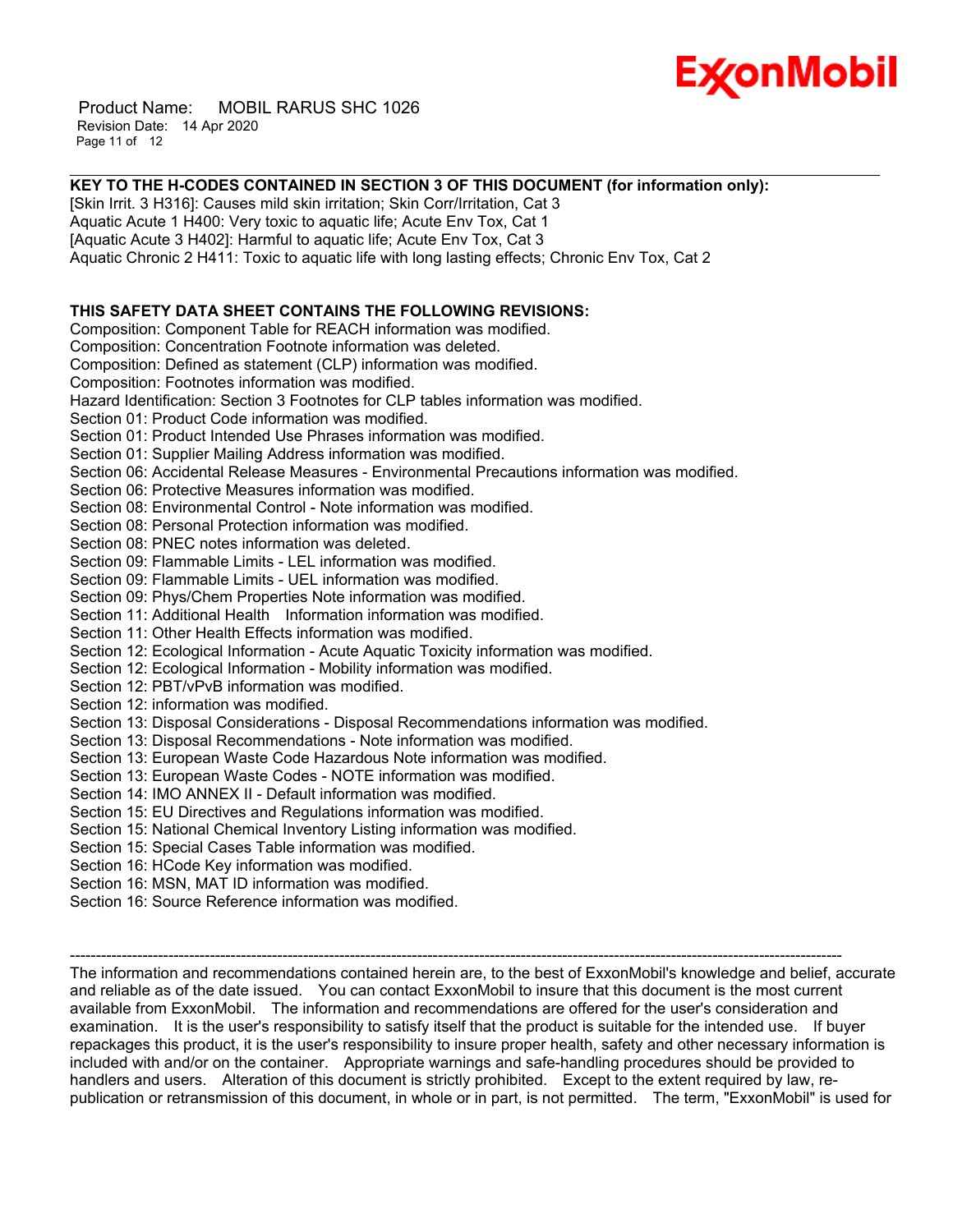**KEY TO THE H-CODES CONTAINED IN SECTION 3 OF THIS DOCUMENT (for information only):**

[Skin Irrit. 3 H316]: Causes mild skin irritation; Skin Corr/Irritation, Cat 3
Aquatic Acute 1 H400: Very toxic to aquatic life; Acute Env Tox, Cat 1
[Aquatic Acute 3 H402]: Harmful to aquatic life; Acute Env Tox, Cat 3
Aquatic Chronic 2 H411: Toxic to aquatic life with long lasting effects; Chronic Env Tox, Cat 2

**THIS SAFETY DATA SHEET CONTAINS THE FOLLOWING REVISIONS:**

Composition: Component Table for REACH information was modified.
Composition: Concentration Footnote information was deleted.
Composition: Defined as statement (CLP) information was modified.
Composition: Footnotes information was modified.
Hazard Identification: Section 3 Footnotes for CLP tables information was modified.
Section 01: Product Code information was modified.
Section 01: Product Intended Use Phrases information was modified.
Section 01: Supplier Mailing Address information was modified.
Section 06: Accidental Release Measures - Environmental Precautions information was modified.
Section 06: Protective Measures information was modified.
Section 08: Environmental Control - Note information was modified.
Section 08: Personal Protection information was modified.
Section 08: PNEC notes information was deleted.
Section 09: Flammable Limits - LEL information was modified.
Section 09: Flammable Limits - UEL information was modified.
Section 09: Phys/Chem Properties Note information was modified.
Section 11: Additional Health Information information was modified.
Section 11: Other Health Effects information was modified.
Section 12: Ecological Information - Acute Aquatic Toxicity information was modified.
Section 12: Ecological Information - Mobility information was modified.
Section 12: PBT/vPvB information was modified.
Section 12: information was modified.
Section 13: Disposal Considerations - Disposal Recommendations information was modified.
Section 13: Disposal Recommendations - Note information was modified.
Section 13: European Waste Code Hazardous Note information was modified.
Section 13: European Waste Codes - NOTE information was modified.
Section 14: IMO ANNEX II - Default information was modified.
Section 15: EU Directives and Regulations information was modified.
Section 15: National Chemical Inventory Listing information was modified.
Section 15: Special Cases Table information was modified.
Section 16: HCode Key information was modified.
Section 16: MSN, MAT ID information was modified.
Section 16: Source Reference information was modified.

---

The information and recommendations contained herein are, to the best of ExxonMobil's knowledge and belief, accurate and reliable as of the date issued. You can contact ExxonMobil to insure that this document is the most current available from ExxonMobil. The information and recommendations are offered for the user's consideration and examination. It is the user's responsibility to satisfy itself that the product is suitable for the intended use. If buyer repackages this product, it is the user's responsibility to insure proper health, safety and other necessary information is included with and/or on the container. Appropriate warnings and safe-handling procedures should be provided to handlers and users. Alteration of this document is strictly prohibited. Except to the extent required by law, re-publication or retransmission of this document, in whole or in part, is not permitted. The term, "ExxonMobil" is used for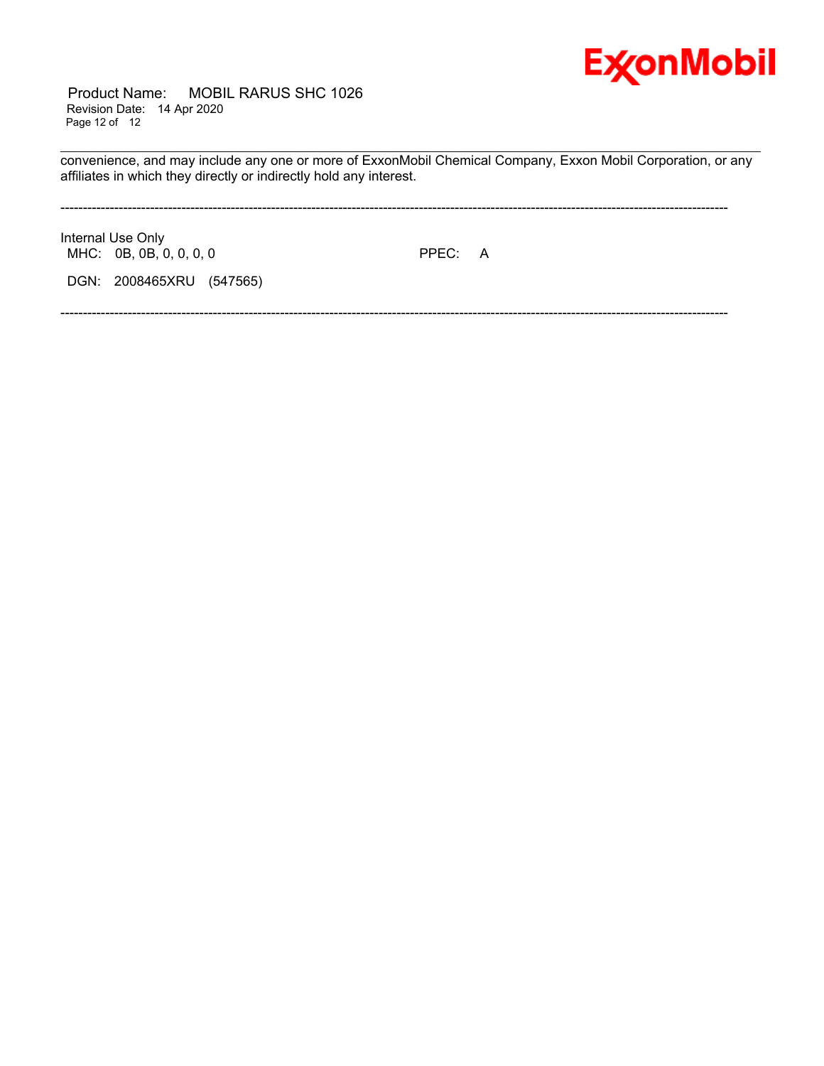convenience, and may include any one or more of ExxonMobil Chemical Company, Exxon Mobil Corporation, or any affiliates in which they directly or indirectly hold any interest.

---

Internal Use Only

MHC: 0B, 0B, 0, 0, 0, 0 PPEC: A

DGN: 2008465XRU (547565)

---